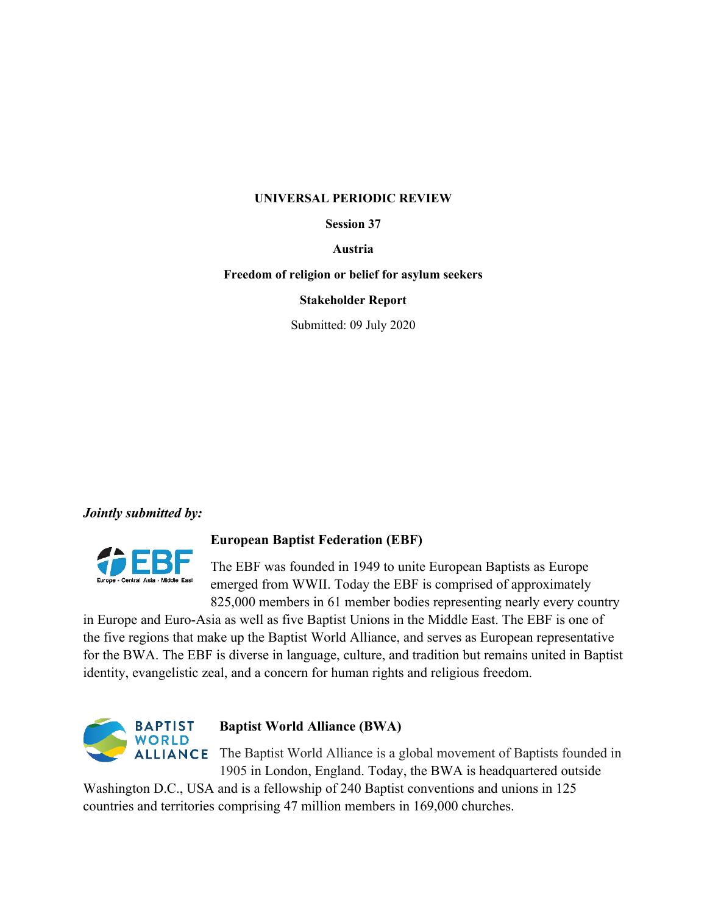**UNIVERSAL PERIODIC REVIEW**

**Session 37**

**Austria**

**Freedom of religion or belief for asylum seekers**

**Stakeholder Report**

Submitted: 09 July 2020

***Jointly submitted by:***

**European Baptist Federation (EBF)**

The EBF was founded in 1949 to unite European Baptists as Europe emerged from WWII. Today the EBF is comprised of approximately 825,000 members in 61 member bodies representing nearly every country in Europe and Euro-Asia as well as five Baptist Unions in the Middle East. The EBF is one of the five regions that make up the Baptist World Alliance, and serves as European representative for the BWA. The EBF is diverse in language, culture, and tradition but remains united in Baptist identity, evangelistic zeal, and a concern for human rights and religious freedom.

**Baptist World Alliance (BWA)**

The Baptist World Alliance is a global movement of Baptists founded in 1905 in London, England. Today, the BWA is headquartered outside Washington D.C., USA and is a fellowship of 240 Baptist conventions and unions in 125 countries and territories comprising 47 million members in 169,000 churches.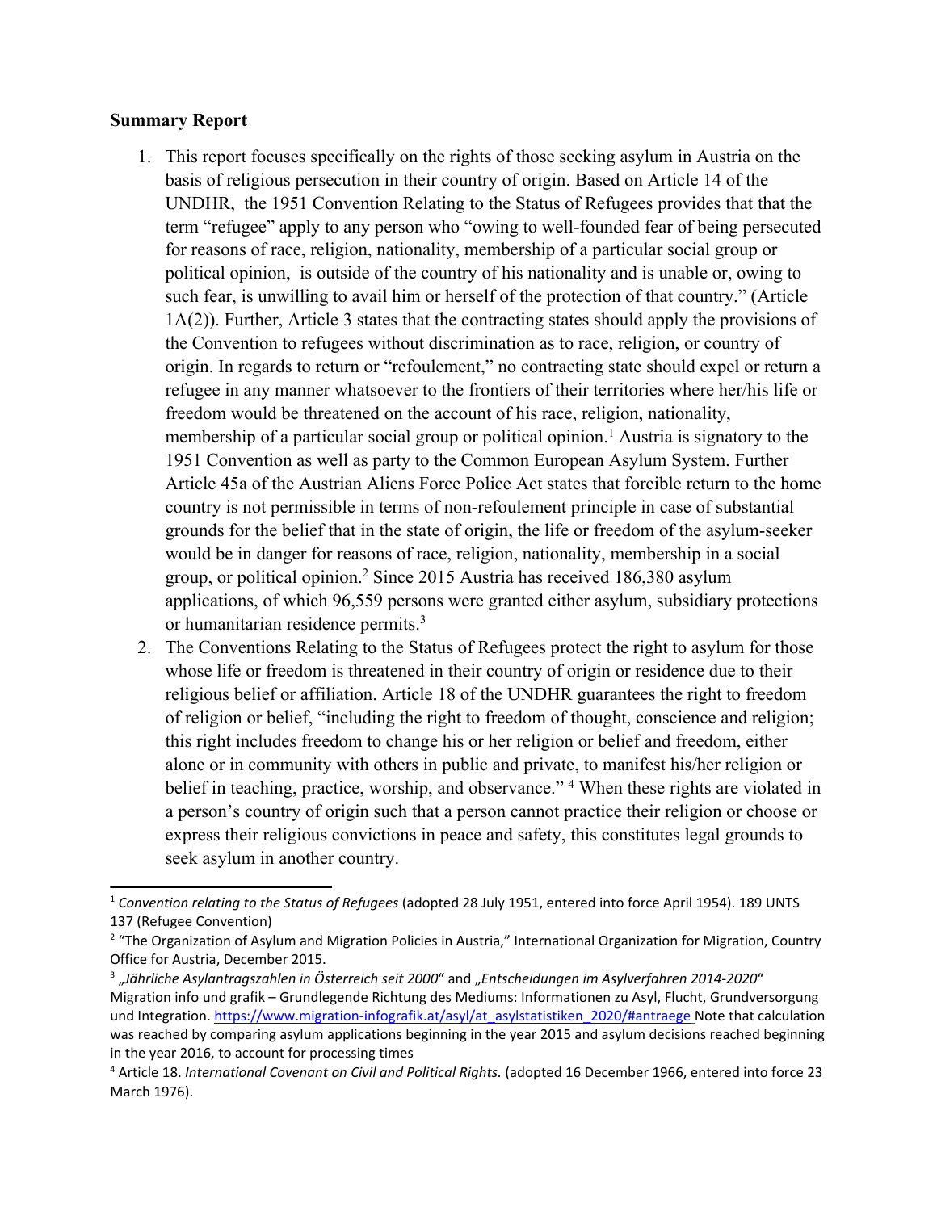**Summary Report**

1. This report focuses specifically on the rights of those seeking asylum in Austria on the basis of religious persecution in their country of origin. Based on Article 14 of the UNDHR, the 1951 Convention Relating to the Status of Refugees provides that that the term "refugee" apply to any person who "owing to well-founded fear of being persecuted for reasons of race, religion, nationality, membership of a particular social group or political opinion, is outside of the country of his nationality and is unable or, owing to such fear, is unwilling to avail him or herself of the protection of that country." (Article 1A(2)). Further, Article 3 states that the contracting states should apply the provisions of the Convention to refugees without discrimination as to race, religion, or country of origin. In regards to return or "refoulement," no contracting state should expel or return a refugee in any manner whatsoever to the frontiers of their territories where her/his life or freedom would be threatened on the account of his race, religion, nationality, membership of a particular social group or political opinion.[1] Austria is signatory to the 1951 Convention as well as party to the Common European Asylum System. Further Article 45a of the Austrian Aliens Force Police Act states that forcible return to the home country is not permissible in terms of non-refoulement principle in case of substantial grounds for the belief that in the state of origin, the life or freedom of the asylum-seeker would be in danger for reasons of race, religion, nationality, membership in a social group, or political opinion.[2] Since 2015 Austria has received 186,380 asylum applications, of which 96,559 persons were granted either asylum, subsidiary protections or humanitarian residence permits.[3]
2. The Conventions Relating to the Status of Refugees protect the right to asylum for those whose life or freedom is threatened in their country of origin or residence due to their religious belief or affiliation. Article 18 of the UNDHR guarantees the right to freedom of religion or belief, "including the right to freedom of thought, conscience and religion; this right includes freedom to change his or her religion or belief and freedom, either alone or in community with others in public and private, to manifest his/her religion or belief in teaching, practice, worship, and observance." [4] When these rights are violated in a person's country of origin such that a person cannot practice their religion or choose or express their religious convictions in peace and safety, this constitutes legal grounds to seek asylum in another country.

---

[1] *Convention relating to the Status of Refugees* (adopted 28 July 1951, entered into force April 1954). 189 UNTS 137 (Refugee Convention)

[2] "The Organization of Asylum and Migration Policies in Austria," International Organization for Migration, Country Office for Austria, December 2015.

[3] *„Jährliche Asylantragszahlen in Österreich seit 2000"* and *„Entscheidungen im Asylverfahren 2014-2020"* Migration info und grafik – Grundlegende Richtung des Mediums: Informationen zu Asyl, Flucht, Grundversorgung und Integration. https://www.migration-infografik.at/asyl/at_asylstatistiken_2020/#antraege Note that calculation was reached by comparing asylum applications beginning in the year 2015 and asylum decisions reached beginning in the year 2016, to account for processing times

[4] Article 18. *International Covenant on Civil and Political Rights.* (adopted 16 December 1966, entered into force 23 March 1976).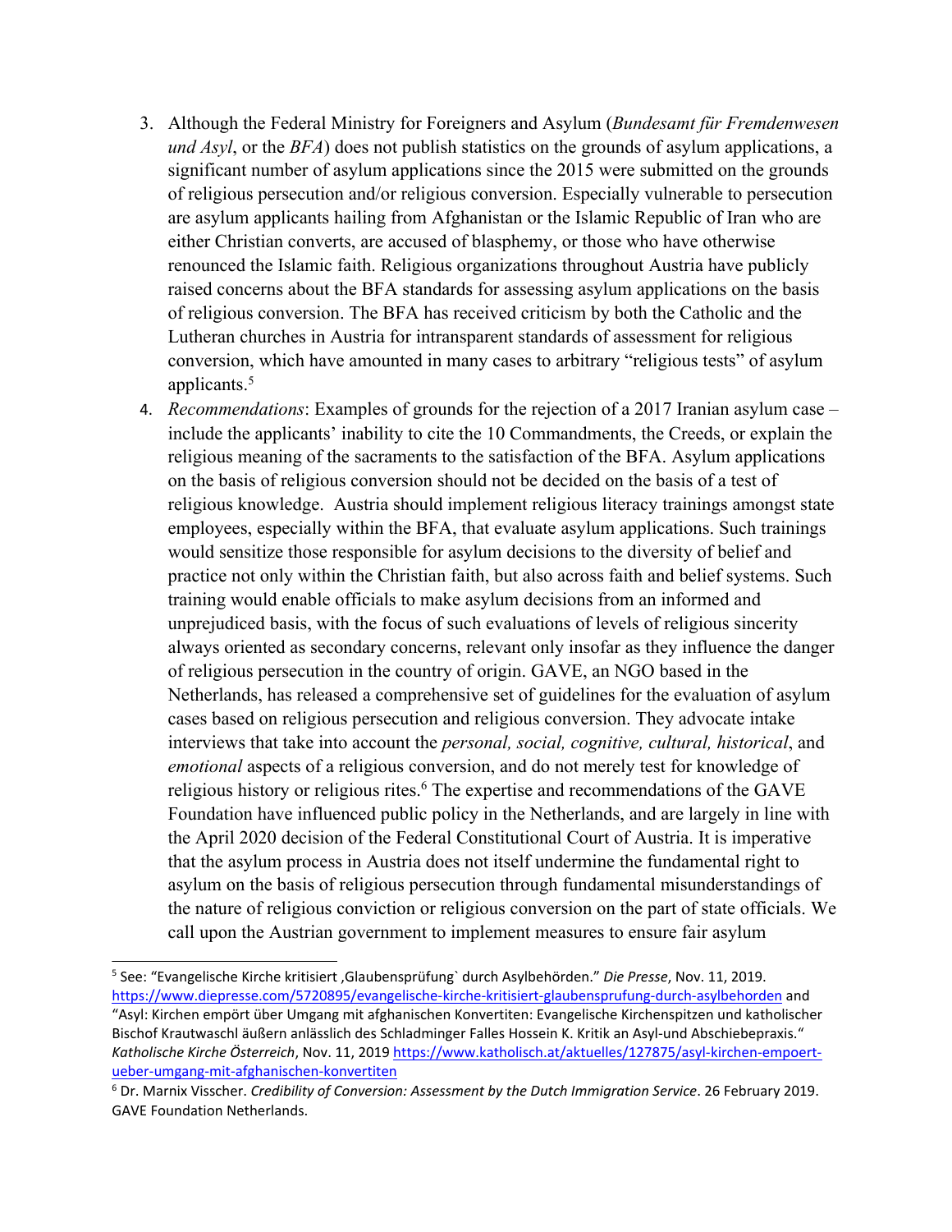3. Although the Federal Ministry for Foreigners and Asylum (*Bundesamt für Fremdenwesen und Asyl*, or the *BFA*) does not publish statistics on the grounds of asylum applications, a significant number of asylum applications since the 2015 were submitted on the grounds of religious persecution and/or religious conversion. Especially vulnerable to persecution are asylum applicants hailing from Afghanistan or the Islamic Republic of Iran who are either Christian converts, are accused of blasphemy, or those who have otherwise renounced the Islamic faith. Religious organizations throughout Austria have publicly raised concerns about the BFA standards for assessing asylum applications on the basis of religious conversion. The BFA has received criticism by both the Catholic and the Lutheran churches in Austria for intransparent standards of assessment for religious conversion, which have amounted in many cases to arbitrary "religious tests" of asylum applicants.[5]
4. *Recommendations*: Examples of grounds for the rejection of a 2017 Iranian asylum case – include the applicants' inability to cite the 10 Commandments, the Creeds, or explain the religious meaning of the sacraments to the satisfaction of the BFA. Asylum applications on the basis of religious conversion should not be decided on the basis of a test of religious knowledge. Austria should implement religious literacy trainings amongst state employees, especially within the BFA, that evaluate asylum applications. Such trainings would sensitize those responsible for asylum decisions to the diversity of belief and practice not only within the Christian faith, but also across faith and belief systems. Such training would enable officials to make asylum decisions from an informed and unprejudiced basis, with the focus of such evaluations of levels of religious sincerity always oriented as secondary concerns, relevant only insofar as they influence the danger of religious persecution in the country of origin. GAVE, an NGO based in the Netherlands, has released a comprehensive set of guidelines for the evaluation of asylum cases based on religious persecution and religious conversion. They advocate intake interviews that take into account the *personal, social, cognitive, cultural, historical*, and *emotional* aspects of a religious conversion, and do not merely test for knowledge of religious history or religious rites.[6] The expertise and recommendations of the GAVE Foundation have influenced public policy in the Netherlands, and are largely in line with the April 2020 decision of the Federal Constitutional Court of Austria. It is imperative that the asylum process in Austria does not itself undermine the fundamental right to asylum on the basis of religious persecution through fundamental misunderstandings of the nature of religious conviction or religious conversion on the part of state officials. We call upon the Austrian government to implement measures to ensure fair asylum

---

[5] See: "Evangelische Kirche kritisiert ‚Glaubensprüfung` durch Asylbehörden." *Die Presse*, Nov. 11, 2019. https://www.diepresse.com/5720895/evangelische-kirche-kritisiert-glaubensprufung-durch-asylbehorden and "Asyl: Kirchen empört über Umgang mit afghanischen Konvertiten: Evangelische Kirchenspitzen und katholischer Bischof Krautwaschl äußern anlässlich des Schladminger Falles Hossein K. Kritik an Asyl-und Abschiebepraxis." *Katholische Kirche Österreich*, Nov. 11, 2019 https://www.katholisch.at/aktuelles/127875/asyl-kirchen-empoert-ueber-umgang-mit-afghanischen-konvertiten

[6] Dr. Marnix Visscher. *Credibility of Conversion: Assessment by the Dutch Immigration Service*. 26 February 2019. GAVE Foundation Netherlands.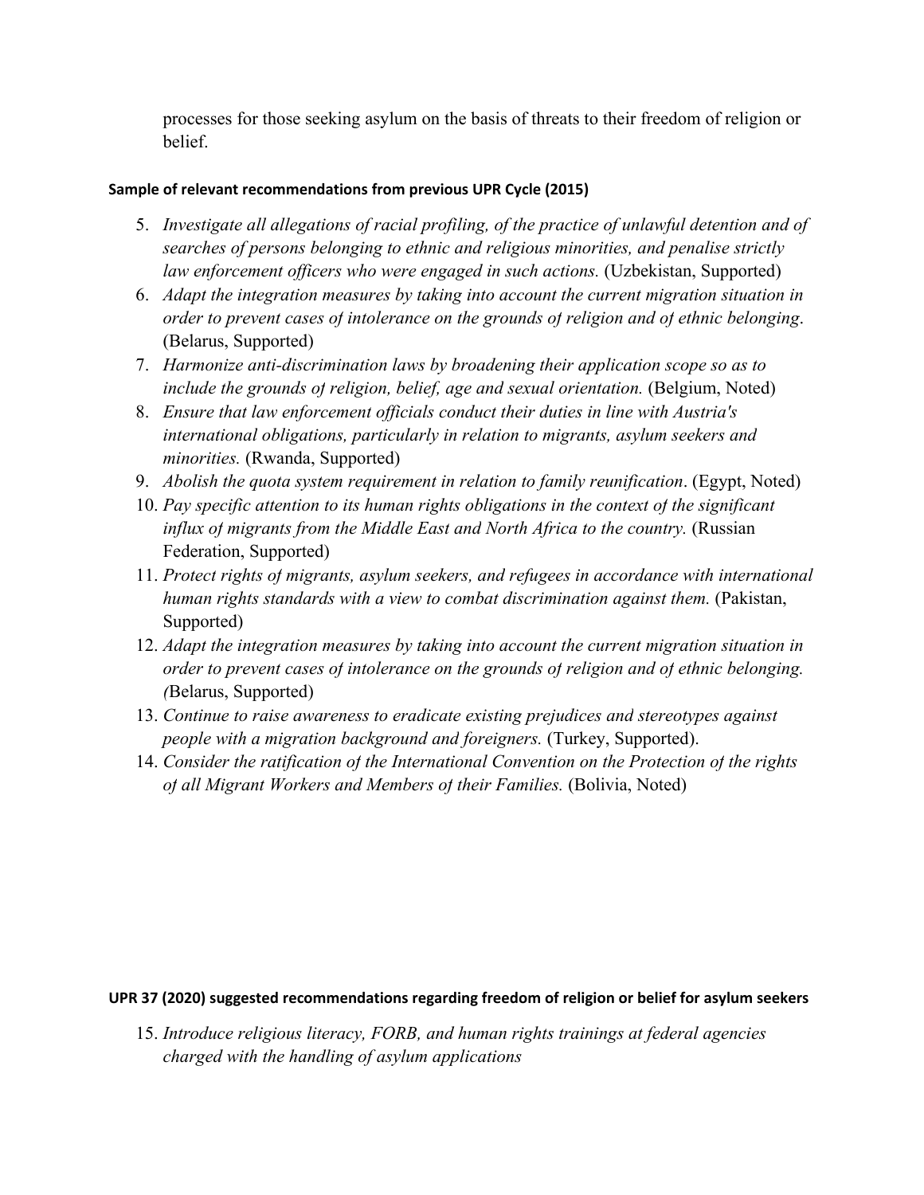processes for those seeking asylum on the basis of threats to their freedom of religion or belief.

**Sample of relevant recommendations from previous UPR Cycle (2015)**

5. *Investigate all allegations of racial profiling, of the practice of unlawful detention and of searches of persons belonging to ethnic and religious minorities, and penalise strictly law enforcement officers who were engaged in such actions.* (Uzbekistan, Supported)
6. *Adapt the integration measures by taking into account the current migration situation in order to prevent cases of intolerance on the grounds of religion and of ethnic belonging*. (Belarus, Supported)
7. *Harmonize anti-discrimination laws by broadening their application scope so as to include the grounds of religion, belief, age and sexual orientation.* (Belgium, Noted)
8. *Ensure that law enforcement officials conduct their duties in line with Austria's international obligations, particularly in relation to migrants, asylum seekers and minorities.* (Rwanda, Supported)
9. *Abolish the quota system requirement in relation to family reunification*. (Egypt, Noted)
10. *Pay specific attention to its human rights obligations in the context of the significant influx of migrants from the Middle East and North Africa to the country.* (Russian Federation, Supported)
11. *Protect rights of migrants, asylum seekers, and refugees in accordance with international human rights standards with a view to combat discrimination against them.* (Pakistan, Supported)
12. *Adapt the integration measures by taking into account the current migration situation in order to prevent cases of intolerance on the grounds of religion and of ethnic belonging.* *(*Belarus, Supported)
13. *Continue to raise awareness to eradicate existing prejudices and stereotypes against people with a migration background and foreigners.* (Turkey, Supported).
14. *Consider the ratification of the International Convention on the Protection of the rights of all Migrant Workers and Members of their Families.* (Bolivia, Noted)

**UPR 37 (2020) suggested recommendations regarding freedom of religion or belief for asylum seekers**

15. *Introduce religious literacy, FORB, and human rights trainings at federal agencies charged with the handling of asylum applications*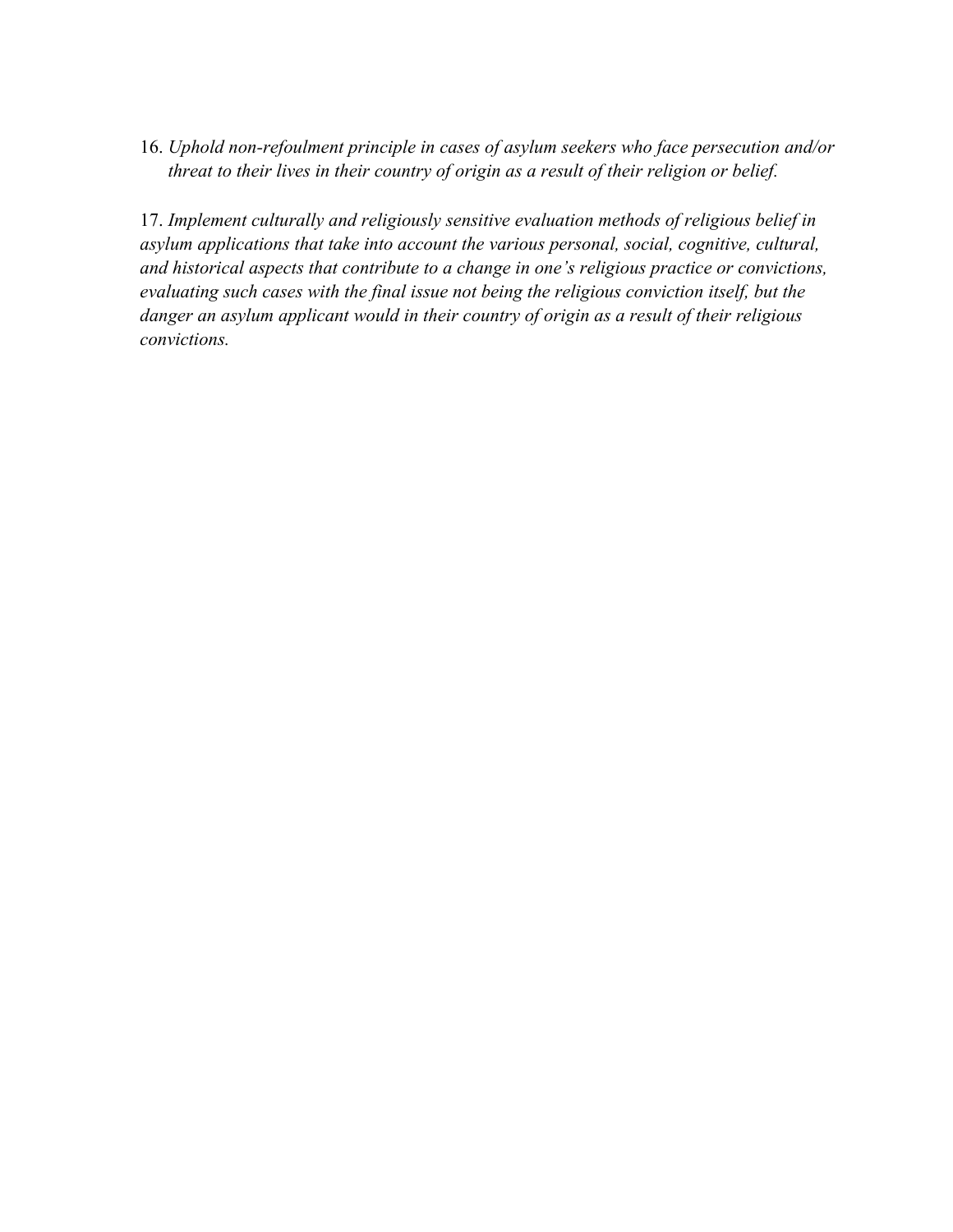16. *Uphold non-refoulment principle in cases of asylum seekers who face persecution and/or threat to their lives in their country of origin as a result of their religion or belief.*

17. *Implement culturally and religiously sensitive evaluation methods of religious belief in asylum applications that take into account the various personal, social, cognitive, cultural, and historical aspects that contribute to a change in one's religious practice or convictions, evaluating such cases with the final issue not being the religious conviction itself, but the danger an asylum applicant would in their country of origin as a result of their religious convictions.*